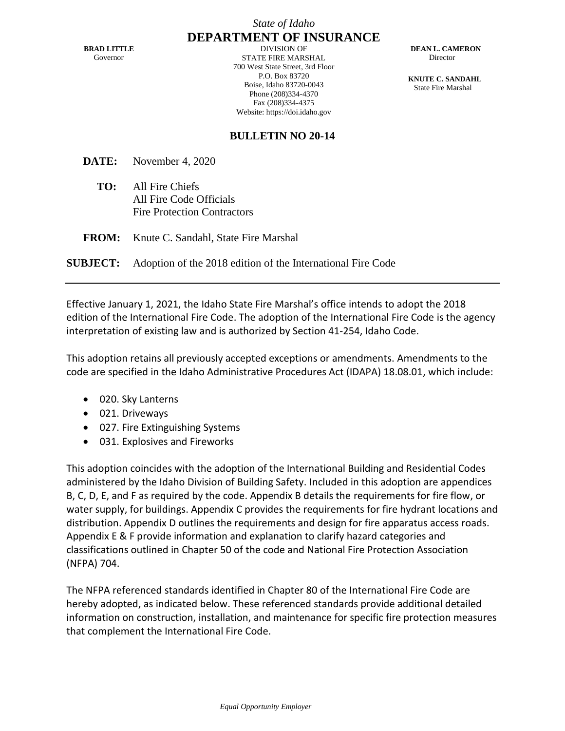*State of Idaho*

# DEPARTMENT OF INSURANCE

**BRAD LITTLE**
Governor

DIVISION OF
STATE FIRE MARSHAL
700 West State Street, 3rd Floor
P.O. Box 83720
Boise, Idaho 83720-0043
Phone (208)334-4370
Fax (208)334-4375
Website: https://doi.idaho.gov

**DEAN L. CAMERON**
Director

**KNUTE C. SANDAHL**
State Fire Marshal

## BULLETIN NO 20-14

**DATE:** November 4, 2020

**TO:** All Fire Chiefs
All Fire Code Officials
Fire Protection Contractors

**FROM:** Knute C. Sandahl, State Fire Marshal

**SUBJECT:** Adoption of the 2018 edition of the International Fire Code

---

Effective January 1, 2021, the Idaho State Fire Marshal's office intends to adopt the 2018 edition of the International Fire Code. The adoption of the International Fire Code is the agency interpretation of existing law and is authorized by Section 41-254, Idaho Code.

This adoption retains all previously accepted exceptions or amendments. Amendments to the code are specified in the Idaho Administrative Procedures Act (IDAPA) 18.08.01, which include:

- 020. Sky Lanterns
- 021. Driveways
- 027. Fire Extinguishing Systems
- 031. Explosives and Fireworks

This adoption coincides with the adoption of the International Building and Residential Codes administered by the Idaho Division of Building Safety. Included in this adoption are appendices B, C, D, E, and F as required by the code. Appendix B details the requirements for fire flow, or water supply, for buildings. Appendix C provides the requirements for fire hydrant locations and distribution. Appendix D outlines the requirements and design for fire apparatus access roads. Appendix E & F provide information and explanation to clarify hazard categories and classifications outlined in Chapter 50 of the code and National Fire Protection Association (NFPA) 704.

The NFPA referenced standards identified in Chapter 80 of the International Fire Code are hereby adopted, as indicated below. These referenced standards provide additional detailed information on construction, installation, and maintenance for specific fire protection measures that complement the International Fire Code.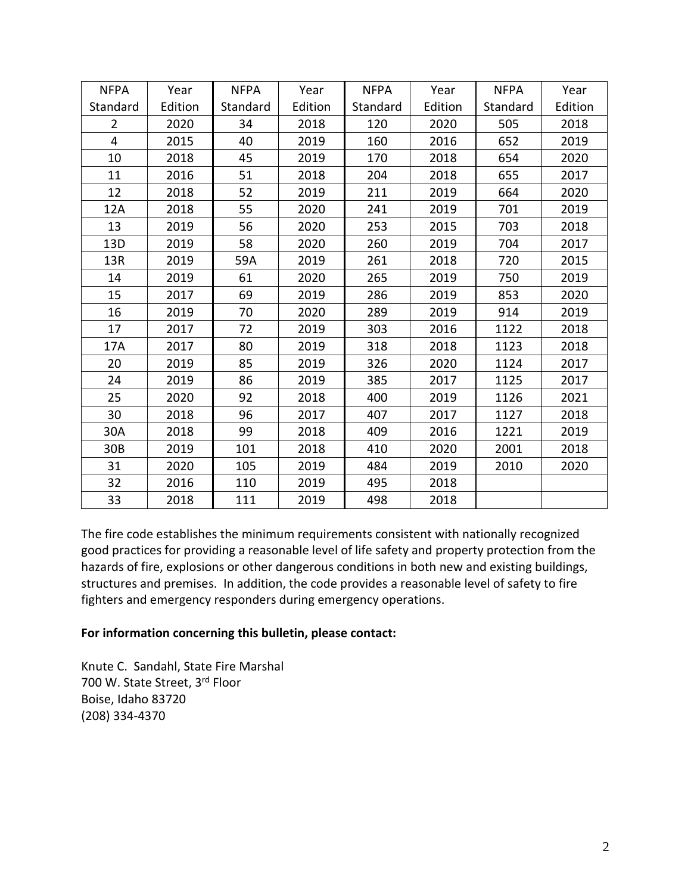| NFPA Standard | Year Edition | NFPA Standard | Year Edition | NFPA Standard | Year Edition | NFPA Standard | Year Edition |
|---|---|---|---|---|---|---|---|
| 2 | 2020 | 34 | 2018 | 120 | 2020 | 505 | 2018 |
| 4 | 2015 | 40 | 2019 | 160 | 2016 | 652 | 2019 |
| 10 | 2018 | 45 | 2019 | 170 | 2018 | 654 | 2020 |
| 11 | 2016 | 51 | 2018 | 204 | 2018 | 655 | 2017 |
| 12 | 2018 | 52 | 2019 | 211 | 2019 | 664 | 2020 |
| 12A | 2018 | 55 | 2020 | 241 | 2019 | 701 | 2019 |
| 13 | 2019 | 56 | 2020 | 253 | 2015 | 703 | 2018 |
| 13D | 2019 | 58 | 2020 | 260 | 2019 | 704 | 2017 |
| 13R | 2019 | 59A | 2019 | 261 | 2018 | 720 | 2015 |
| 14 | 2019 | 61 | 2020 | 265 | 2019 | 750 | 2019 |
| 15 | 2017 | 69 | 2019 | 286 | 2019 | 853 | 2020 |
| 16 | 2019 | 70 | 2020 | 289 | 2019 | 914 | 2019 |
| 17 | 2017 | 72 | 2019 | 303 | 2016 | 1122 | 2018 |
| 17A | 2017 | 80 | 2019 | 318 | 2018 | 1123 | 2018 |
| 20 | 2019 | 85 | 2019 | 326 | 2020 | 1124 | 2017 |
| 24 | 2019 | 86 | 2019 | 385 | 2017 | 1125 | 2017 |
| 25 | 2020 | 92 | 2018 | 400 | 2019 | 1126 | 2021 |
| 30 | 2018 | 96 | 2017 | 407 | 2017 | 1127 | 2018 |
| 30A | 2018 | 99 | 2018 | 409 | 2016 | 1221 | 2019 |
| 30B | 2019 | 101 | 2018 | 410 | 2020 | 2001 | 2018 |
| 31 | 2020 | 105 | 2019 | 484 | 2019 | 2010 | 2020 |
| 32 | 2016 | 110 | 2019 | 495 | 2018 | | |
| 33 | 2018 | 111 | 2019 | 498 | 2018 | | |

The fire code establishes the minimum requirements consistent with nationally recognized good practices for providing a reasonable level of life safety and property protection from the hazards of fire, explosions or other dangerous conditions in both new and existing buildings, structures and premises. In addition, the code provides a reasonable level of safety to fire fighters and emergency responders during emergency operations.

**For information concerning this bulletin, please contact:**

Knute C. Sandahl, State Fire Marshal
700 W. State Street, 3rd Floor
Boise, Idaho 83720
(208) 334-4370